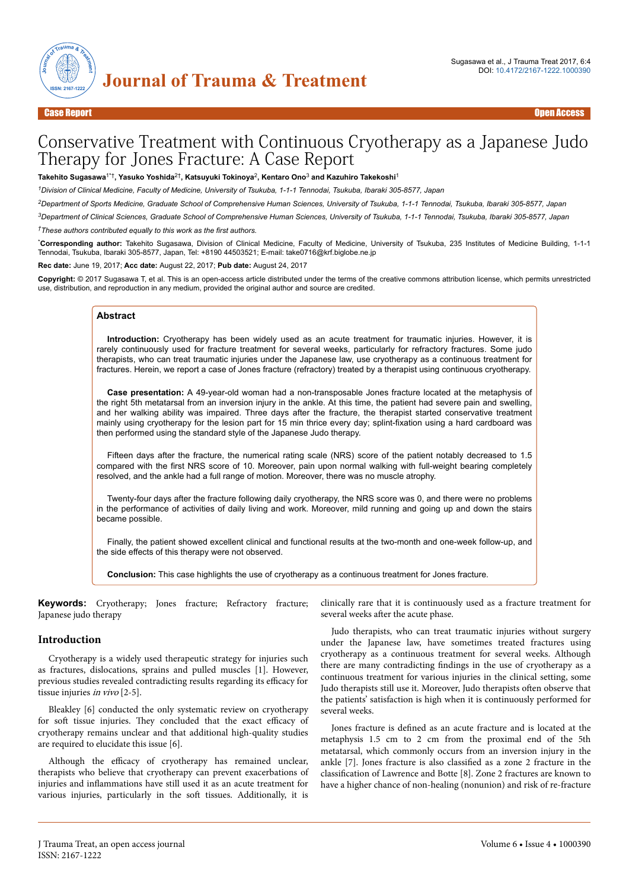Case Report | Open Access

# Conservative Treatment with Continuous Cryotherapy as a Japanese Judo Therapy for Jones Fracture: A Case Report

**Takehito Sugasawa[1*†], Yasuko Yoshida[2†], Katsuyuki Tokinoya[2], Kentaro Ono[3] and Kazuhiro Takekoshi[1]**

[1]*Division of Clinical Medicine, Faculty of Medicine, University of Tsukuba, 1-1-1 Tennodai, Tsukuba, Ibaraki 305-8577, Japan*

[2]*Department of Sports Medicine, Graduate School of Comprehensive Human Sciences, University of Tsukuba, 1-1-1 Tennodai, Tsukuba, Ibaraki 305-8577, Japan*

[3]*Department of Clinical Sciences, Graduate School of Comprehensive Human Sciences, University of Tsukuba, 1-1-1 Tennodai, Tsukuba, Ibaraki 305-8577, Japan*

[†]*These authors contributed equally to this work as the first authors.*

[*]**Corresponding author:** Takehito Sugasawa, Division of Clinical Medicine, Faculty of Medicine, University of Tsukuba, 235 Institutes of Medicine Building, 1-1-1 Tennodai, Tsukuba, Ibaraki 305-8577, Japan, Tel: +8190 44503521; E-mail: take0716@krf.biglobe.ne.jp

**Rec date:** June 19, 2017; **Acc date:** August 22, 2017; **Pub date:** August 24, 2017

**Copyright:** © 2017 Sugasawa T, et al. This is an open-access article distributed under the terms of the creative commons attribution license, which permits unrestricted use, distribution, and reproduction in any medium, provided the original author and source are credited.

## Abstract

**Introduction:** Cryotherapy has been widely used as an acute treatment for traumatic injuries. However, it is rarely continuously used for fracture treatment for several weeks, particularly for refractory fractures. Some judo therapists, who can treat traumatic injuries under the Japanese law, use cryotherapy as a continuous treatment for fractures. Herein, we report a case of Jones fracture (refractory) treated by a therapist using continuous cryotherapy.

**Case presentation:** A 49-year-old woman had a non-transposable Jones fracture located at the metaphysis of the right 5th metatarsal from an inversion injury in the ankle. At this time, the patient had severe pain and swelling, and her walking ability was impaired. Three days after the fracture, the therapist started conservative treatment mainly using cryotherapy for the lesion part for 15 min thrice every day; splint-fixation using a hard cardboard was then performed using the standard style of the Japanese Judo therapy.

Fifteen days after the fracture, the numerical rating scale (NRS) score of the patient notably decreased to 1.5 compared with the first NRS score of 10. Moreover, pain upon normal walking with full-weight bearing completely resolved, and the ankle had a full range of motion. Moreover, there was no muscle atrophy.

Twenty-four days after the fracture following daily cryotherapy, the NRS score was 0, and there were no problems in the performance of activities of daily living and work. Moreover, mild running and going up and down the stairs became possible.

Finally, the patient showed excellent clinical and functional results at the two-month and one-week follow-up, and the side effects of this therapy were not observed.

**Conclusion:** This case highlights the use of cryotherapy as a continuous treatment for Jones fracture.

**Keywords:** Cryotherapy; Jones fracture; Refractory fracture; Japanese judo therapy

## Introduction

Cryotherapy is a widely used therapeutic strategy for injuries such as fractures, dislocations, sprains and pulled muscles [1]. However, previous studies revealed contradicting results regarding its efficacy for tissue injuries *in vivo* [2-5].

Bleakley [6] conducted the only systematic review on cryotherapy for soft tissue injuries. They concluded that the exact efficacy of cryotherapy remains unclear and that additional high-quality studies are required to elucidate this issue [6].

Although the efficacy of cryotherapy has remained unclear, therapists who believe that cryotherapy can prevent exacerbations of injuries and inflammations have still used it as an acute treatment for various injuries, particularly in the soft tissues. Additionally, it is clinically rare that it is continuously used as a fracture treatment for several weeks after the acute phase.

Judo therapists, who can treat traumatic injuries without surgery under the Japanese law, have sometimes treated fractures using cryotherapy as a continuous treatment for several weeks. Although there are many contradicting findings in the use of cryotherapy as a continuous treatment for various injuries in the clinical setting, some Judo therapists still use it. Moreover, Judo therapists often observe that the patients' satisfaction is high when it is continuously performed for several weeks.

Jones fracture is defined as an acute fracture and is located at the metaphysis 1.5 cm to 2 cm from the proximal end of the 5th metatarsal, which commonly occurs from an inversion injury in the ankle [7]. Jones fracture is also classified as a zone 2 fracture in the classification of Lawrence and Botte [8]. Zone 2 fractures are known to have a higher chance of non-healing (nonunion) and risk of re-fracture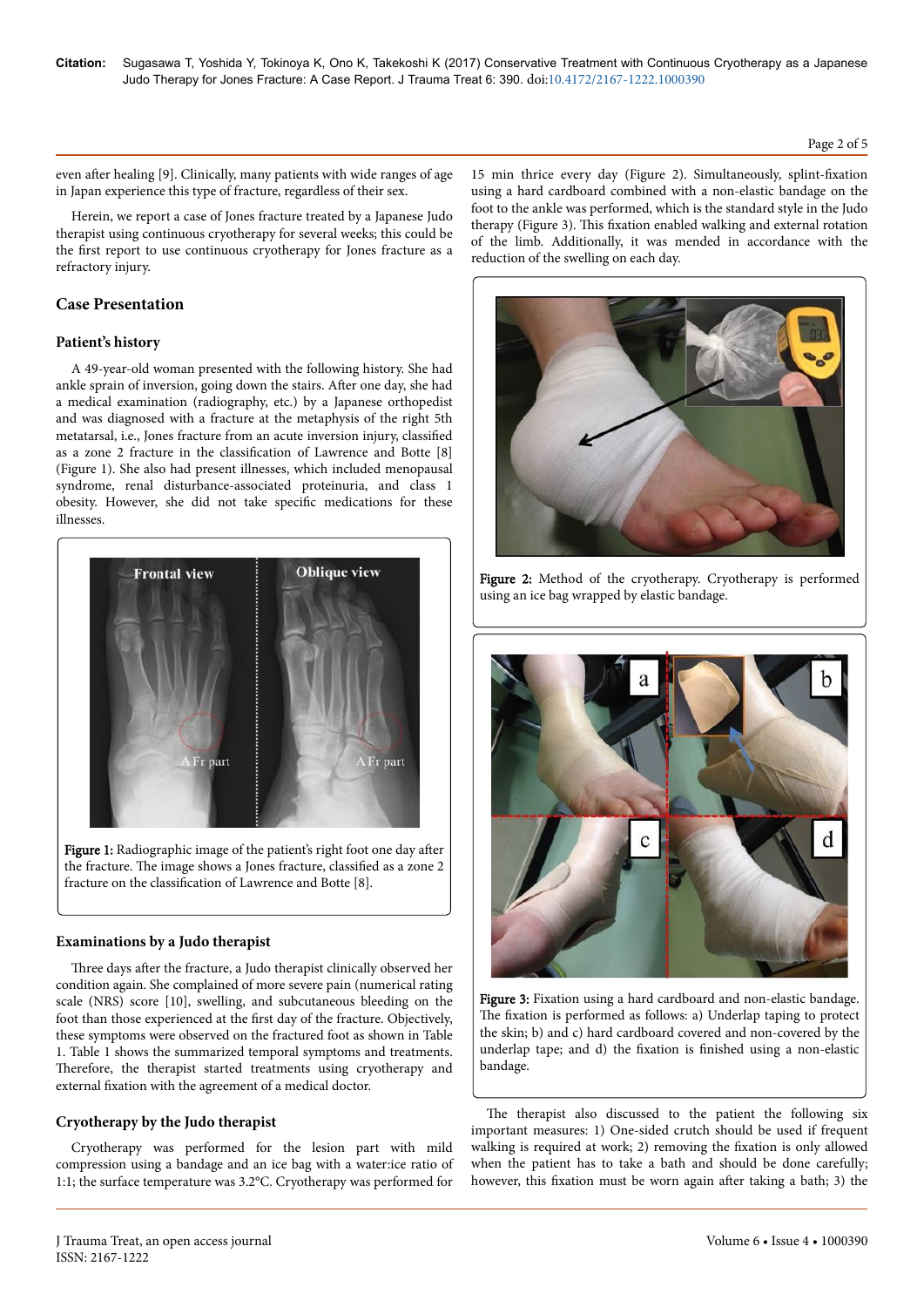even after healing [9]. Clinically, many patients with wide ranges of age in Japan experience this type of fracture, regardless of their sex.

Herein, we report a case of Jones fracture treated by a Japanese Judo therapist using continuous cryotherapy for several weeks; this could be the first report to use continuous cryotherapy for Jones fracture as a refractory injury.

## Case Presentation

### Patient's history

A 49-year-old woman presented with the following history. She had ankle sprain of inversion, going down the stairs. After one day, she had a medical examination (radiography, etc.) by a Japanese orthopedist and was diagnosed with a fracture at the metaphysis of the right 5th metatarsal, i.e., Jones fracture from an acute inversion injury, classified as a zone 2 fracture in the classification of Lawrence and Botte [8] (Figure 1). She also had present illnesses, which included menopausal syndrome, renal disturbance-associated proteinuria, and class 1 obesity. However, she did not take specific medications for these illnesses.

Frontal view

Oblique view

A Fr part

A Fr part

**Figure 1:** Radiographic image of the patient's right foot one day after the fracture. The image shows a Jones fracture, classified as a zone 2 fracture on the classification of Lawrence and Botte [8].

### Examinations by a Judo therapist

Three days after the fracture, a Judo therapist clinically observed her condition again. She complained of more severe pain (numerical rating scale (NRS) score [10], swelling, and subcutaneous bleeding on the foot than those experienced at the first day of the fracture. Objectively, these symptoms were observed on the fractured foot as shown in Table 1. Table 1 shows the summarized temporal symptoms and treatments. Therefore, the therapist started treatments using cryotherapy and external fixation with the agreement of a medical doctor.

### Cryotherapy by the Judo therapist

Cryotherapy was performed for the lesion part with mild compression using a bandage and an ice bag with a water:ice ratio of 1:1; the surface temperature was 3.2°C. Cryotherapy was performed for 15 min thrice every day (Figure 2). Simultaneously, splint-fixation using a hard cardboard combined with a non-elastic bandage on the foot to the ankle was performed, which is the standard style in the Judo therapy (Figure 3). This fixation enabled walking and external rotation of the limb. Additionally, it was mended in accordance with the reduction of the swelling on each day.

**Figure 2:** Method of the cryotherapy. Cryotherapy is performed using an ice bag wrapped by elastic bandage.

a

b

c

d

**Figure 3:** Fixation using a hard cardboard and non-elastic bandage. The fixation is performed as follows: a) Underlap taping to protect the skin; b) and c) hard cardboard covered and non-covered by the underlap tape; and d) the fixation is finished using a non-elastic bandage.

The therapist also discussed to the patient the following six important measures: 1) One-sided crutch should be used if frequent walking is required at work; 2) removing the fixation is only allowed when the patient has to take a bath and should be done carefully; however, this fixation must be worn again after taking a bath; 3) the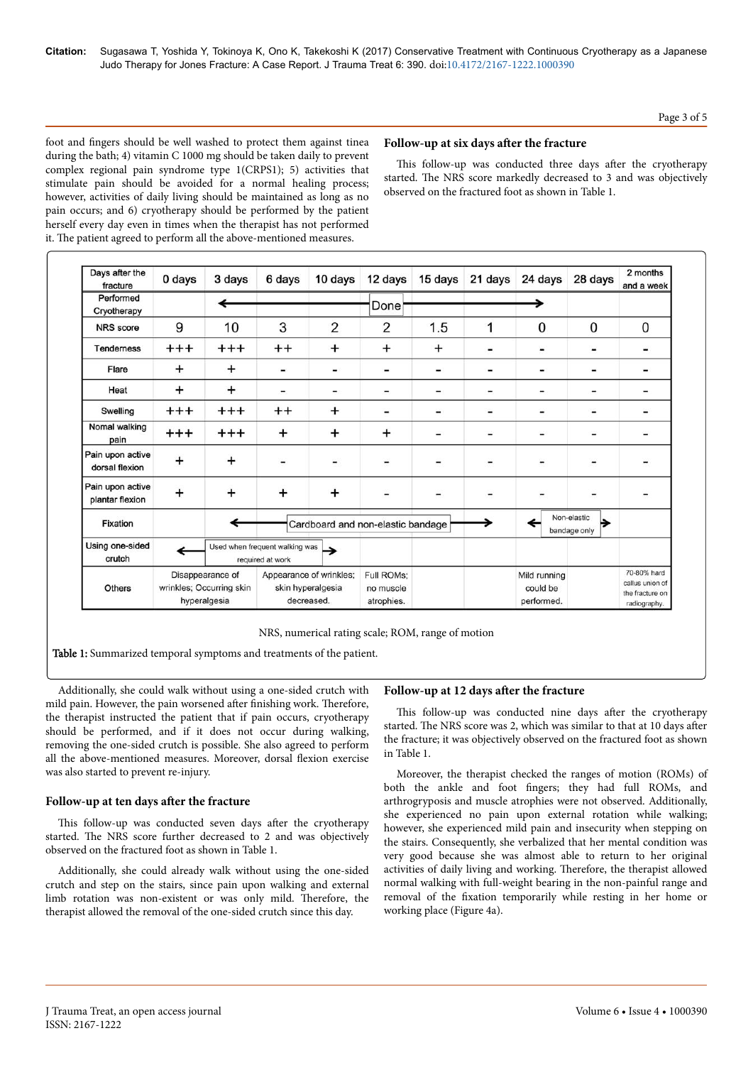foot and fingers should be well washed to protect them against tinea during the bath; 4) vitamin C 1000 mg should be taken daily to prevent complex regional pain syndrome type 1(CRPS1); 5) activities that stimulate pain should be avoided for a normal healing process; however, activities of daily living should be maintained as long as no pain occurs; and 6) cryotherapy should be performed by the patient herself every day even in times when the therapist has not performed it. The patient agreed to perform all the above-mentioned measures.

### Follow-up at six days after the fracture

This follow-up was conducted three days after the cryotherapy started. The NRS score markedly decreased to 3 and was objectively observed on the fractured foot as shown in Table 1.

| Days after the fracture | 0 days | 3 days | 6 days | 10 days | 12 days | 15 days | 21 days | 24 days | 28 days | 2 months and a week |
|---|---|---|---|---|---|---|---|---|---|---|
| Performed Cryotherapy | | ← | | | Done | | | → | | |
| NRS score | 9 | 10 | 3 | 2 | 2 | 1.5 | 1 | 0 | 0 | 0 |
| Tenderness | +++ | +++ | ++ | + | + | + | - | - | - | - |
| Flare | + | + | - | - | - | - | - | - | - | - |
| Heat | + | + | - | - | - | - | - | - | - | - |
| Swelling | +++ | +++ | ++ | + | - | - | - | - | - | - |
| Nomal walking pain | +++ | +++ | + | + | + | - | - | - | - | - |
| Pain upon active dorsal flexion | + | + | - | - | - | - | - | - | - | - |
| Pain upon active plantar flexion | + | + | + | + | - | - | - | - | - | - |
| Fixation | | ← | | Cardboard and non-elastic bandage | | | → | ← | Non-elastic bandage only → | |
| Using one-sided crutch | ← | Used when frequent walking was required at work → | | | | | | | | |
| Others | Disappearance of wrinkles; Occurring skin hyperalgesia | | Appearance of wrinkles; skin hyperalgesia decreased. | | Full ROMs; no muscle atrophies. | | | Mild running could be performed. | | 70-80% hard callus union of the fracture on radiography. |

NRS, numerical rating scale; ROM, range of motion

**Table 1:** Summarized temporal symptoms and treatments of the patient.

Additionally, she could walk without using a one-sided crutch with mild pain. However, the pain worsened after finishing work. Therefore, the therapist instructed the patient that if pain occurs, cryotherapy should be performed, and if it does not occur during walking, removing the one-sided crutch is possible. She also agreed to perform all the above-mentioned measures. Moreover, dorsal flexion exercise was also started to prevent re-injury.

### Follow-up at ten days after the fracture

This follow-up was conducted seven days after the cryotherapy started. The NRS score further decreased to 2 and was objectively observed on the fractured foot as shown in Table 1.

Additionally, she could already walk without using the one-sided crutch and step on the stairs, since pain upon walking and external limb rotation was non-existent or was only mild. Therefore, the therapist allowed the removal of the one-sided crutch since this day.

### Follow-up at 12 days after the fracture

This follow-up was conducted nine days after the cryotherapy started. The NRS score was 2, which was similar to that at 10 days after the fracture; it was objectively observed on the fractured foot as shown in Table 1.

Moreover, the therapist checked the ranges of motion (ROMs) of both the ankle and foot fingers; they had full ROMs, and arthrogryposis and muscle atrophies were not observed. Additionally, she experienced no pain upon external rotation while walking; however, she experienced mild pain and insecurity when stepping on the stairs. Consequently, she verbalized that her mental condition was very good because she was almost able to return to her original activities of daily living and working. Therefore, the therapist allowed normal walking with full-weight bearing in the non-painful range and removal of the fixation temporarily while resting in her home or working place (Figure 4a).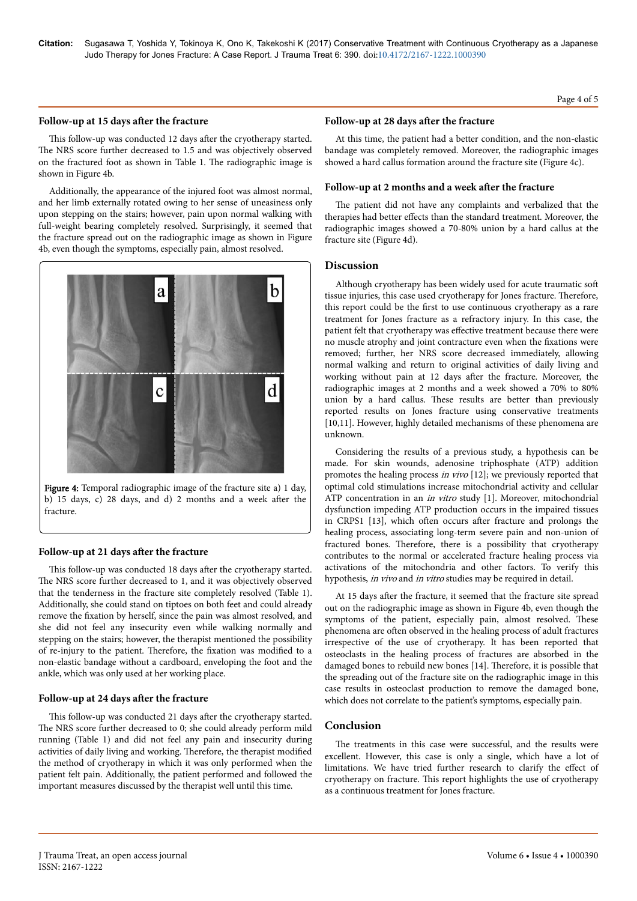### Follow-up at 15 days after the fracture

This follow-up was conducted 12 days after the cryotherapy started. The NRS score further decreased to 1.5 and was objectively observed on the fractured foot as shown in Table 1. The radiographic image is shown in Figure 4b.

Additionally, the appearance of the injured foot was almost normal, and her limb externally rotated owing to her sense of uneasiness only upon stepping on the stairs; however, pain upon normal walking with full-weight bearing completely resolved. Surprisingly, it seemed that the fracture spread out on the radiographic image as shown in Figure 4b, even though the symptoms, especially pain, almost resolved.

**Figure 4:** Temporal radiographic image of the fracture site a) 1 day, b) 15 days, c) 28 days, and d) 2 months and a week after the fracture.

### Follow-up at 21 days after the fracture

This follow-up was conducted 18 days after the cryotherapy started. The NRS score further decreased to 1, and it was objectively observed that the tenderness in the fracture site completely resolved (Table 1). Additionally, she could stand on tiptoes on both feet and could already remove the fixation by herself, since the pain was almost resolved, and she did not feel any insecurity even while walking normally and stepping on the stairs; however, the therapist mentioned the possibility of re-injury to the patient. Therefore, the fixation was modified to a non-elastic bandage without a cardboard, enveloping the foot and the ankle, which was only used at her working place.

### Follow-up at 24 days after the fracture

This follow-up was conducted 21 days after the cryotherapy started. The NRS score further decreased to 0; she could already perform mild running (Table 1) and did not feel any pain and insecurity during activities of daily living and working. Therefore, the therapist modified the method of cryotherapy in which it was only performed when the patient felt pain. Additionally, the patient performed and followed the important measures discussed by the therapist well until this time.

### Follow-up at 28 days after the fracture

At this time, the patient had a better condition, and the non-elastic bandage was completely removed. Moreover, the radiographic images showed a hard callus formation around the fracture site (Figure 4c).

### Follow-up at 2 months and a week after the fracture

The patient did not have any complaints and verbalized that the therapies had better effects than the standard treatment. Moreover, the radiographic images showed a 70-80% union by a hard callus at the fracture site (Figure 4d).

## Discussion

Although cryotherapy has been widely used for acute traumatic soft tissue injuries, this case used cryotherapy for Jones fracture. Therefore, this report could be the first to use continuous cryotherapy as a rare treatment for Jones fracture as a refractory injury. In this case, the patient felt that cryotherapy was effective treatment because there were no muscle atrophy and joint contracture even when the fixations were removed; further, her NRS score decreased immediately, allowing normal walking and return to original activities of daily living and working without pain at 12 days after the fracture. Moreover, the radiographic images at 2 months and a week showed a 70% to 80% union by a hard callus. These results are better than previously reported results on Jones fracture using conservative treatments [10,11]. However, highly detailed mechanisms of these phenomena are unknown.

Considering the results of a previous study, a hypothesis can be made. For skin wounds, adenosine triphosphate (ATP) addition promotes the healing process *in vivo* [12]; we previously reported that optimal cold stimulations increase mitochondrial activity and cellular ATP concentration in an *in vitro* study [1]. Moreover, mitochondrial dysfunction impeding ATP production occurs in the impaired tissues in CRPS1 [13], which often occurs after fracture and prolongs the healing process, associating long-term severe pain and non-union of fractured bones. Therefore, there is a possibility that cryotherapy contributes to the normal or accelerated fracture healing process via activations of the mitochondria and other factors. To verify this hypothesis, *in vivo* and *in vitro* studies may be required in detail.

At 15 days after the fracture, it seemed that the fracture site spread out on the radiographic image as shown in Figure 4b, even though the symptoms of the patient, especially pain, almost resolved. These phenomena are often observed in the healing process of adult fractures irrespective of the use of cryotherapy. It has been reported that osteoclasts in the healing process of fractures are absorbed in the damaged bones to rebuild new bones [14]. Therefore, it is possible that the spreading out of the fracture site on the radiographic image in this case results in osteoclast production to remove the damaged bone, which does not correlate to the patient's symptoms, especially pain.

## Conclusion

The treatments in this case were successful, and the results were excellent. However, this case is only a single, which have a lot of limitations. We have tried further research to clarify the effect of cryotherapy on fracture. This report highlights the use of cryotherapy as a continuous treatment for Jones fracture.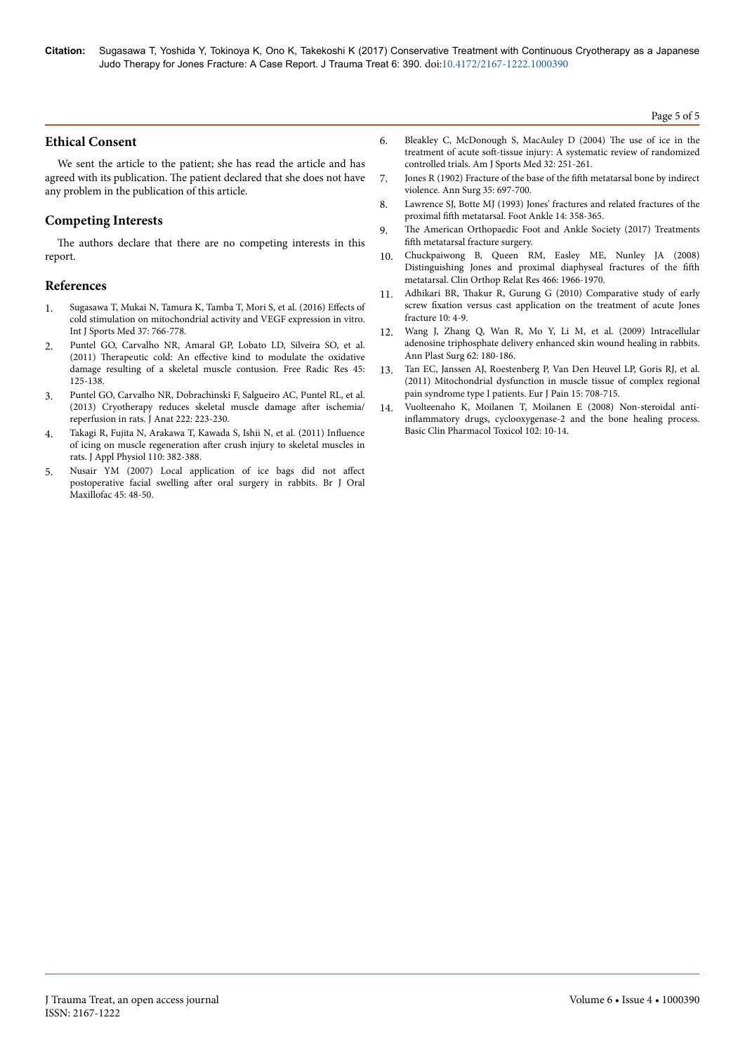## Ethical Consent

We sent the article to the patient; she has read the article and has agreed with its publication. The patient declared that she does not have any problem in the publication of this article.

## Competing Interests

The authors declare that there are no competing interests in this report.

## References

1. Sugasawa T, Mukai N, Tamura K, Tamba T, Mori S, et al. (2016) Effects of cold stimulation on mitochondrial activity and VEGF expression in vitro. Int J Sports Med 37: 766-778.
2. Puntel GO, Carvalho NR, Amaral GP, Lobato LD, Silveira SO, et al. (2011) Therapeutic cold: An effective kind to modulate the oxidative damage resulting of a skeletal muscle contusion. Free Radic Res 45: 125-138.
3. Puntel GO, Carvalho NR, Dobrachinski F, Salgueiro AC, Puntel RL, et al. (2013) Cryotherapy reduces skeletal muscle damage after ischemia/reperfusion in rats. J Anat 222: 223-230.
4. Takagi R, Fujita N, Arakawa T, Kawada S, Ishii N, et al. (2011) Influence of icing on muscle regeneration after crush injury to skeletal muscles in rats. J Appl Physiol 110: 382-388.
5. Nusair YM (2007) Local application of ice bags did not affect postoperative facial swelling after oral surgery in rabbits. Br J Oral Maxillofac 45: 48-50.
6. Bleakley C, McDonough S, MacAuley D (2004) The use of ice in the treatment of acute soft-tissue injury: A systematic review of randomized controlled trials. Am J Sports Med 32: 251-261.
7. Jones R (1902) Fracture of the base of the fifth metatarsal bone by indirect violence. Ann Surg 35: 697-700.
8. Lawrence SJ, Botte MJ (1993) Jones' fractures and related fractures of the proximal fifth metatarsal. Foot Ankle 14: 358-365.
9. The American Orthopaedic Foot and Ankle Society (2017) Treatments fifth metatarsal fracture surgery.
10. Chuckpaiwong B, Queen RM, Easley ME, Nunley JA (2008) Distinguishing Jones and proximal diaphyseal fractures of the fifth metatarsal. Clin Orthop Relat Res 466: 1966-1970.
11. Adhikari BR, Thakur R, Gurung G (2010) Comparative study of early screw fixation versus cast application on the treatment of acute Jones fracture 10: 4-9.
12. Wang J, Zhang Q, Wan R, Mo Y, Li M, et al. (2009) Intracellular adenosine triphosphate delivery enhanced skin wound healing in rabbits. Ann Plast Surg 62: 180-186.
13. Tan EC, Janssen AJ, Roestenberg P, Van Den Heuvel LP, Goris RJ, et al. (2011) Mitochondrial dysfunction in muscle tissue of complex regional pain syndrome type I patients. Eur J Pain 15: 708-715.
14. Vuolteenaho K, Moilanen T, Moilanen E (2008) Non-steroidal anti-inflammatory drugs, cyclooxygenase-2 and the bone healing process. Basic Clin Pharmacol Toxicol 102: 10-14.